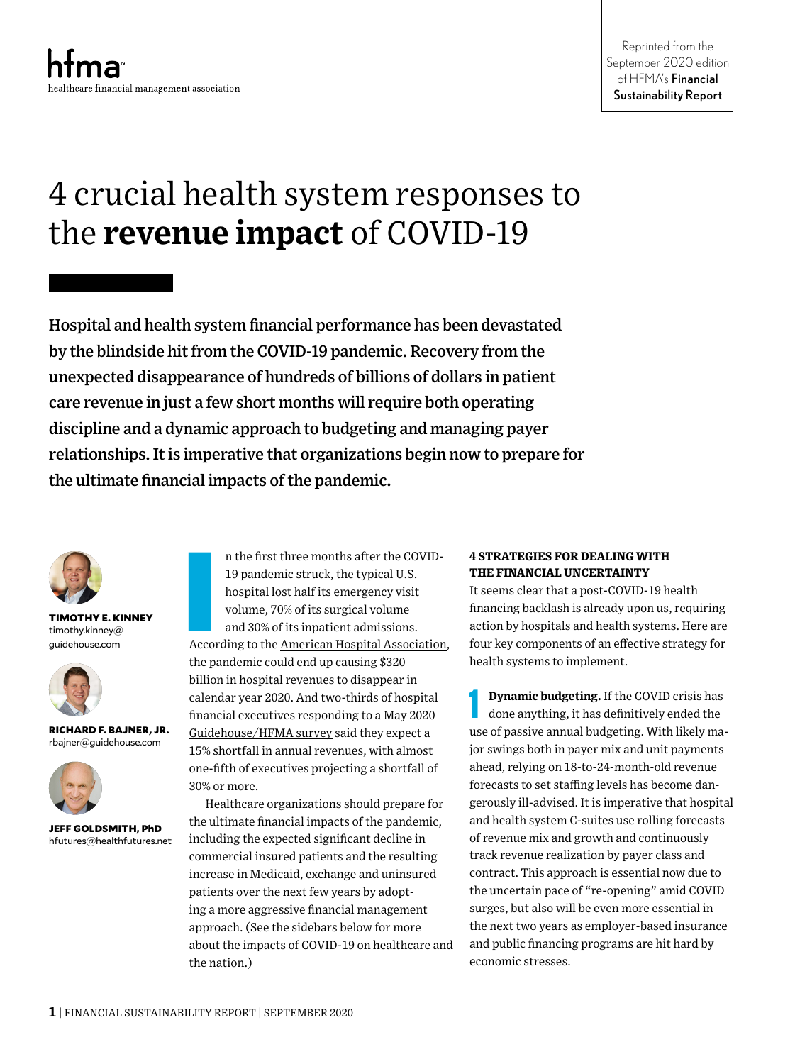hfma
healthcare financial management association

Reprinted from the September 2020 edition of HFMA's **Financial Sustainability Report**

# 4 crucial health system responses to the **revenue impact** of COVID-19

**Hospital and health system financial performance has been devastated by the blindside hit from the COVID-19 pandemic. Recovery from the unexpected disappearance of hundreds of billions of dollars in patient care revenue in just a few short months will require both operating discipline and a dynamic approach to budgeting and managing payer relationships. It is imperative that organizations begin now to prepare for the ultimate financial impacts of the pandemic.**

**TIMOTHY E. KINNEY**
timothy.kinney@guidehouse.com

**RICHARD F. BAJNER, JR.**
rbajner@guidehouse.com

**JEFF GOLDSMITH, PhD**
hfutures@healthfutures.net

In the first three months after the COVID-19 pandemic struck, the typical U.S. hospital lost half its emergency visit volume, 70% of its surgical volume and 30% of its inpatient admissions. According to the American Hospital Association, the pandemic could end up causing $320 billion in hospital revenues to disappear in calendar year 2020. And two-thirds of hospital financial executives responding to a May 2020 Guidehouse/HFMA survey said they expect a 15% shortfall in annual revenues, with almost one-fifth of executives projecting a shortfall of 30% or more.

Healthcare organizations should prepare for the ultimate financial impacts of the pandemic, including the expected significant decline in commercial insured patients and the resulting increase in Medicaid, exchange and uninsured patients over the next few years by adopting a more aggressive financial management approach. (See the sidebars below for more about the impacts of COVID-19 on healthcare and the nation.)

## 4 STRATEGIES FOR DEALING WITH THE FINANCIAL UNCERTAINTY

It seems clear that a post-COVID-19 health financing backlash is already upon us, requiring action by hospitals and health systems. Here are four key components of an effective strategy for health systems to implement.

**1 Dynamic budgeting.** If the COVID crisis has done anything, it has definitively ended the use of passive annual budgeting. With likely major swings both in payer mix and unit payments ahead, relying on 18-to-24-month-old revenue forecasts to set staffing levels has become dangerously ill-advised. It is imperative that hospital and health system C-suites use rolling forecasts of revenue mix and growth and continuously track revenue realization by payer class and contract. This approach is essential now due to the uncertain pace of "re-opening" amid COVID surges, but also will be even more essential in the next two years as employer-based insurance and public financing programs are hit hard by economic stresses.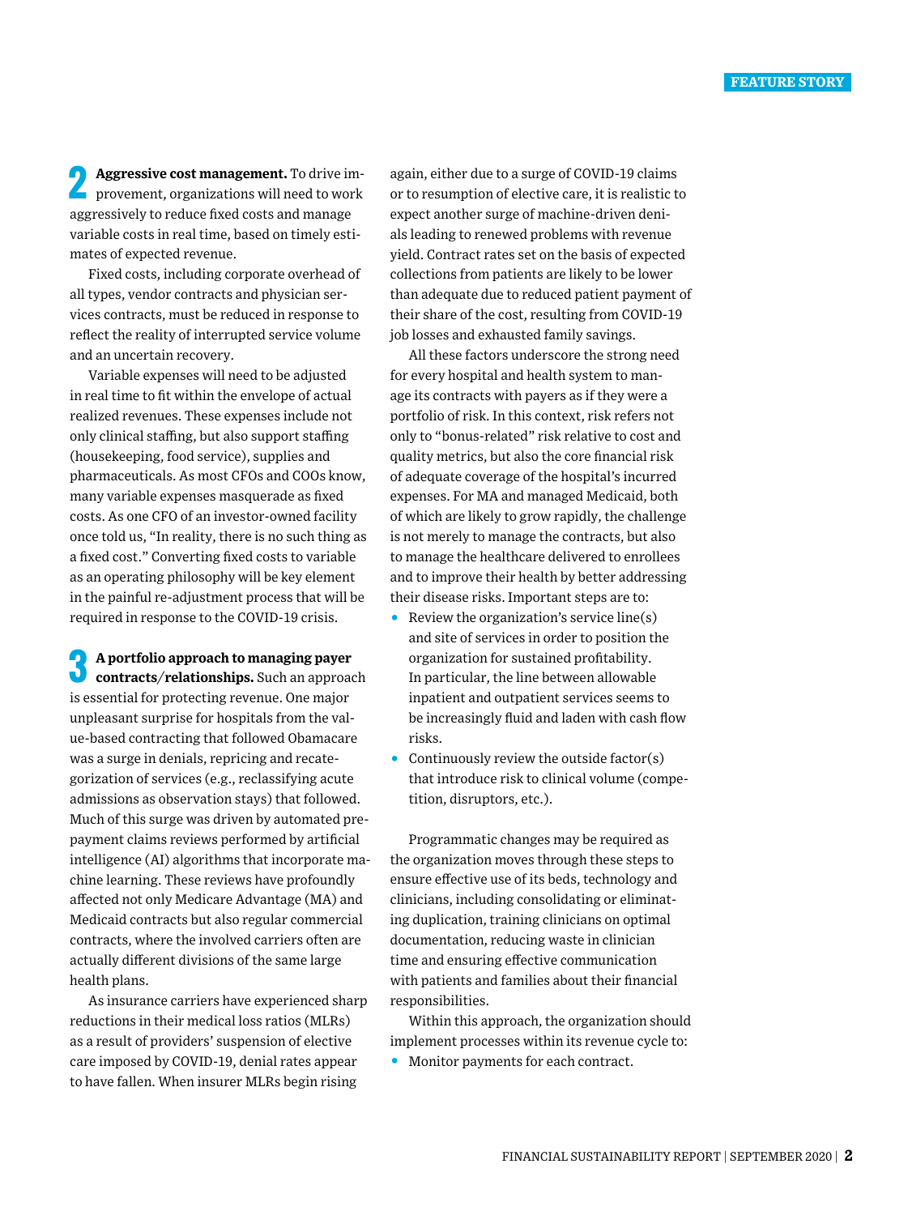**2** **Aggressive cost management.** To drive improvement, organizations will need to work aggressively to reduce fixed costs and manage variable costs in real time, based on timely estimates of expected revenue.

Fixed costs, including corporate overhead of all types, vendor contracts and physician services contracts, must be reduced in response to reflect the reality of interrupted service volume and an uncertain recovery.

Variable expenses will need to be adjusted in real time to fit within the envelope of actual realized revenues. These expenses include not only clinical staffing, but also support staffing (housekeeping, food service), supplies and pharmaceuticals. As most CFOs and COOs know, many variable expenses masquerade as fixed costs. As one CFO of an investor-owned facility once told us, "In reality, there is no such thing as a fixed cost." Converting fixed costs to variable as an operating philosophy will be key element in the painful re-adjustment process that will be required in response to the COVID-19 crisis.

**3** **A portfolio approach to managing payer contracts/relationships.** Such an approach is essential for protecting revenue. One major unpleasant surprise for hospitals from the value-based contracting that followed Obamacare was a surge in denials, repricing and recategorization of services (e.g., reclassifying acute admissions as observation stays) that followed. Much of this surge was driven by automated prepayment claims reviews performed by artificial intelligence (AI) algorithms that incorporate machine learning. These reviews have profoundly affected not only Medicare Advantage (MA) and Medicaid contracts but also regular commercial contracts, where the involved carriers often are actually different divisions of the same large health plans.

As insurance carriers have experienced sharp reductions in their medical loss ratios (MLRs) as a result of providers' suspension of elective care imposed by COVID-19, denial rates appear to have fallen. When insurer MLRs begin rising again, either due to a surge of COVID-19 claims or to resumption of elective care, it is realistic to expect another surge of machine-driven denials leading to renewed problems with revenue yield. Contract rates set on the basis of expected collections from patients are likely to be lower than adequate due to reduced patient payment of their share of the cost, resulting from COVID-19 job losses and exhausted family savings.

All these factors underscore the strong need for every hospital and health system to manage its contracts with payers as if they were a portfolio of risk. In this context, risk refers not only to "bonus-related" risk relative to cost and quality metrics, but also the core financial risk of adequate coverage of the hospital's incurred expenses. For MA and managed Medicaid, both of which are likely to grow rapidly, the challenge is not merely to manage the contracts, but also to manage the healthcare delivered to enrollees and to improve their health by better addressing their disease risks. Important steps are to:

- Review the organization's service line(s) and site of services in order to position the organization for sustained profitability. In particular, the line between allowable inpatient and outpatient services seems to be increasingly fluid and laden with cash flow risks.
- Continuously review the outside factor(s) that introduce risk to clinical volume (competition, disruptors, etc.).

Programmatic changes may be required as the organization moves through these steps to ensure effective use of its beds, technology and clinicians, including consolidating or eliminating duplication, training clinicians on optimal documentation, reducing waste in clinician time and ensuring effective communication with patients and families about their financial responsibilities.

Within this approach, the organization should implement processes within its revenue cycle to:

- Monitor payments for each contract.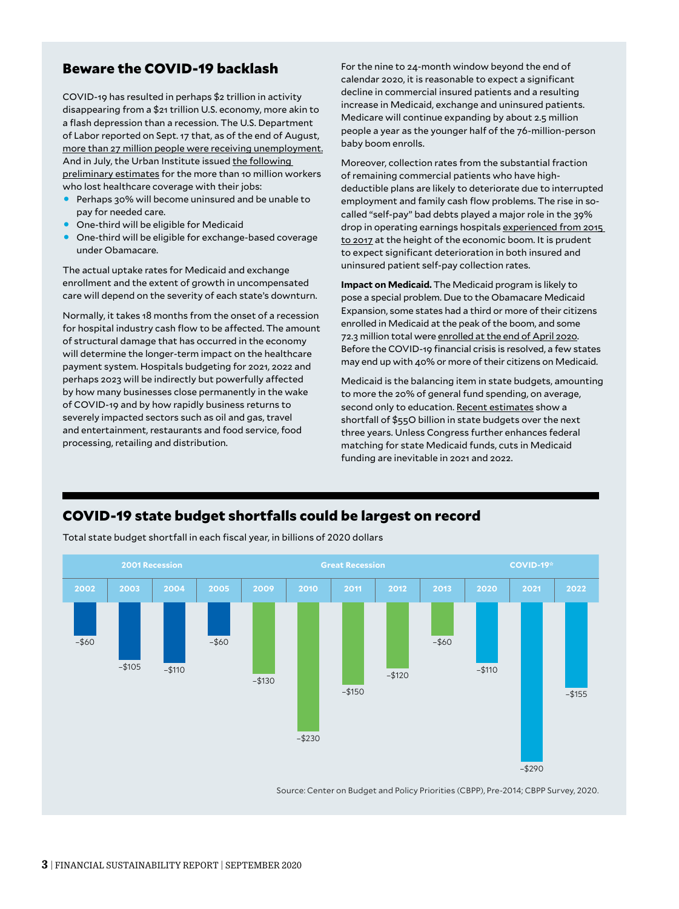## Beware the COVID-19 backlash

COVID-19 has resulted in perhaps $2 trillion in activity disappearing from a $21 trillion U.S. economy, more akin to a flash depression than a recession. The U.S. Department of Labor reported on Sept. 17 that, as of the end of August, more than 27 million people were receiving unemployment. And in July, the Urban Institute issued the following preliminary estimates for the more than 10 million workers who lost healthcare coverage with their jobs:

- Perhaps 30% will become uninsured and be unable to pay for needed care.
- One-third will be eligible for Medicaid
- One-third will be eligible for exchange-based coverage under Obamacare.

The actual uptake rates for Medicaid and exchange enrollment and the extent of growth in uncompensated care will depend on the severity of each state's downturn.

Normally, it takes 18 months from the onset of a recession for hospital industry cash flow to be affected. The amount of structural damage that has occurred in the economy will determine the longer-term impact on the healthcare payment system. Hospitals budgeting for 2021, 2022 and perhaps 2023 will be indirectly but powerfully affected by how many businesses close permanently in the wake of COVID-19 and by how rapidly business returns to severely impacted sectors such as oil and gas, travel and entertainment, restaurants and food service, food processing, retailing and distribution.

For the nine to 24-month window beyond the end of calendar 2020, it is reasonable to expect a significant decline in commercial insured patients and a resulting increase in Medicaid, exchange and uninsured patients. Medicare will continue expanding by about 2.5 million people a year as the younger half of the 76-million-person baby boom enrolls.

Moreover, collection rates from the substantial fraction of remaining commercial patients who have high-deductible plans are likely to deteriorate due to interrupted employment and family cash flow problems. The rise in so-called "self-pay" bad debts played a major role in the 39% drop in operating earnings hospitals experienced from 2015 to 2017 at the height of the economic boom. It is prudent to expect significant deterioration in both insured and uninsured patient self-pay collection rates.

**Impact on Medicaid.** The Medicaid program is likely to pose a special problem. Due to the Obamacare Medicaid Expansion, some states had a third or more of their citizens enrolled in Medicaid at the peak of the boom, and some 72.3 million total were enrolled at the end of April 2020. Before the COVID-19 financial crisis is resolved, a few states may end up with 40% or more of their citizens on Medicaid.

Medicaid is the balancing item in state budgets, amounting to more the 20% of general fund spending, on average, second only to education. Recent estimates show a shortfall of $550 billion in state budgets over the next three years. Unless Congress further enhances federal matching for state Medicaid funds, cuts in Medicaid funding are inevitable in 2021 and 2022.

## COVID-19 state budget shortfalls could be largest on record

Total state budget shortfall in each fiscal year, in billions of 2020 dollars

2001 Recession | Great Recession | COVID-19*

2002: –$60
2003: –$105
2004: –$110
2005: –$60
2009: –$130
2010: –$230
2011: –$150
2012: –$120
2013: –$60
2020: –$110
2021: –$290
2022: –$155

Source: Center on Budget and Policy Priorities (CBPP), Pre-2014; CBPP Survey, 2020.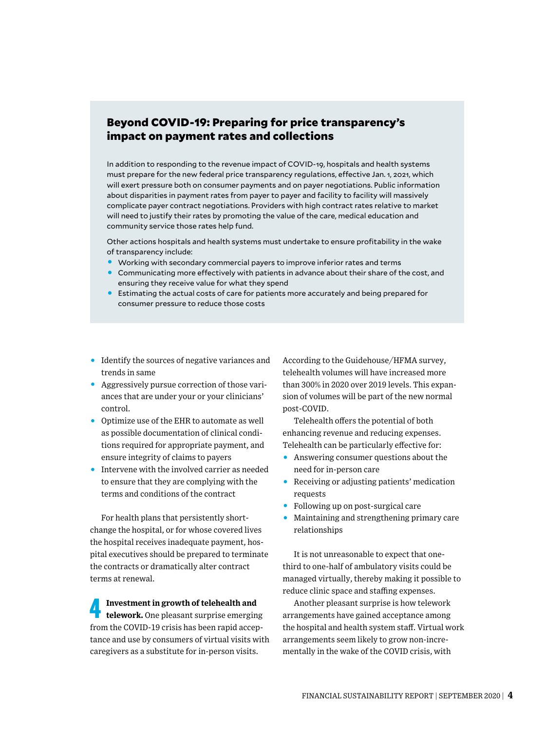## Beyond COVID-19: Preparing for price transparency's impact on payment rates and collections

In addition to responding to the revenue impact of COVID-19, hospitals and health systems must prepare for the new federal price transparency regulations, effective Jan. 1, 2021, which will exert pressure both on consumer payments and on payer negotiations. Public information about disparities in payment rates from payer to payer and facility to facility will massively complicate payer contract negotiations. Providers with high contract rates relative to market will need to justify their rates by promoting the value of the care, medical education and community service those rates help fund.

Other actions hospitals and health systems must undertake to ensure profitability in the wake of transparency include:

- Working with secondary commercial payers to improve inferior rates and terms
- Communicating more effectively with patients in advance about their share of the cost, and ensuring they receive value for what they spend
- Estimating the actual costs of care for patients more accurately and being prepared for consumer pressure to reduce those costs

- Identify the sources of negative variances and trends in same
- Aggressively pursue correction of those variances that are under your or your clinicians' control.
- Optimize use of the EHR to automate as well as possible documentation of clinical conditions required for appropriate payment, and ensure integrity of claims to payers
- Intervene with the involved carrier as needed to ensure that they are complying with the terms and conditions of the contract

For health plans that persistently shortchange the hospital, or for whose covered lives the hospital receives inadequate payment, hospital executives should be prepared to terminate the contracts or dramatically alter contract terms at renewal.

**4 Investment in growth of telehealth and telework.** One pleasant surprise emerging from the COVID-19 crisis has been rapid acceptance and use by consumers of virtual visits with caregivers as a substitute for in-person visits. According to the Guidehouse/HFMA survey, telehealth volumes will have increased more than 300% in 2020 over 2019 levels. This expansion of volumes will be part of the new normal post-COVID.

Telehealth offers the potential of both enhancing revenue and reducing expenses. Telehealth can be particularly effective for:

- Answering consumer questions about the need for in-person care
- Receiving or adjusting patients' medication requests
- Following up on post-surgical care
- Maintaining and strengthening primary care relationships

It is not unreasonable to expect that one-third to one-half of ambulatory visits could be managed virtually, thereby making it possible to reduce clinic space and staffing expenses.

Another pleasant surprise is how telework arrangements have gained acceptance among the hospital and health system staff. Virtual work arrangements seem likely to grow non-incrementally in the wake of the COVID crisis, with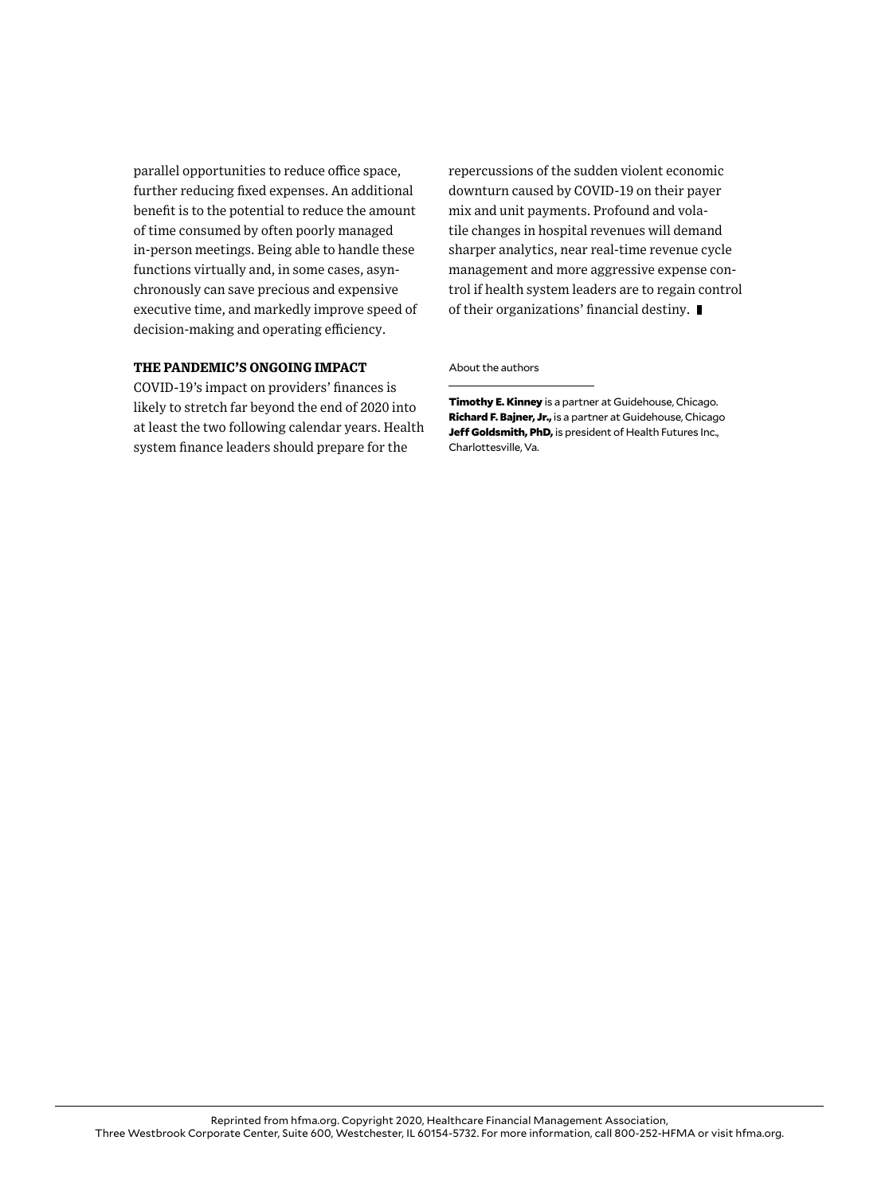parallel opportunities to reduce office space, further reducing fixed expenses. An additional benefit is to the potential to reduce the amount of time consumed by often poorly managed in-person meetings. Being able to handle these functions virtually and, in some cases, asynchronously can save precious and expensive executive time, and markedly improve speed of decision-making and operating efficiency.

## THE PANDEMIC'S ONGOING IMPACT

COVID-19's impact on providers' finances is likely to stretch far beyond the end of 2020 into at least the two following calendar years. Health system finance leaders should prepare for the repercussions of the sudden violent economic downturn caused by COVID-19 on their payer mix and unit payments. Profound and volatile changes in hospital revenues will demand sharper analytics, near real-time revenue cycle management and more aggressive expense control if health system leaders are to regain control of their organizations' financial destiny. ∎

About the authors

**Timothy E. Kinney** is a partner at Guidehouse, Chicago.
**Richard F. Bajner, Jr.,** is a partner at Guidehouse, Chicago
**Jeff Goldsmith, PhD,** is president of Health Futures Inc., Charlottesville, Va.

Reprinted from hfma.org. Copyright 2020, Healthcare Financial Management Association, Three Westbrook Corporate Center, Suite 600, Westchester, IL 60154-5732. For more information, call 800-252-HFMA or visit hfma.org.